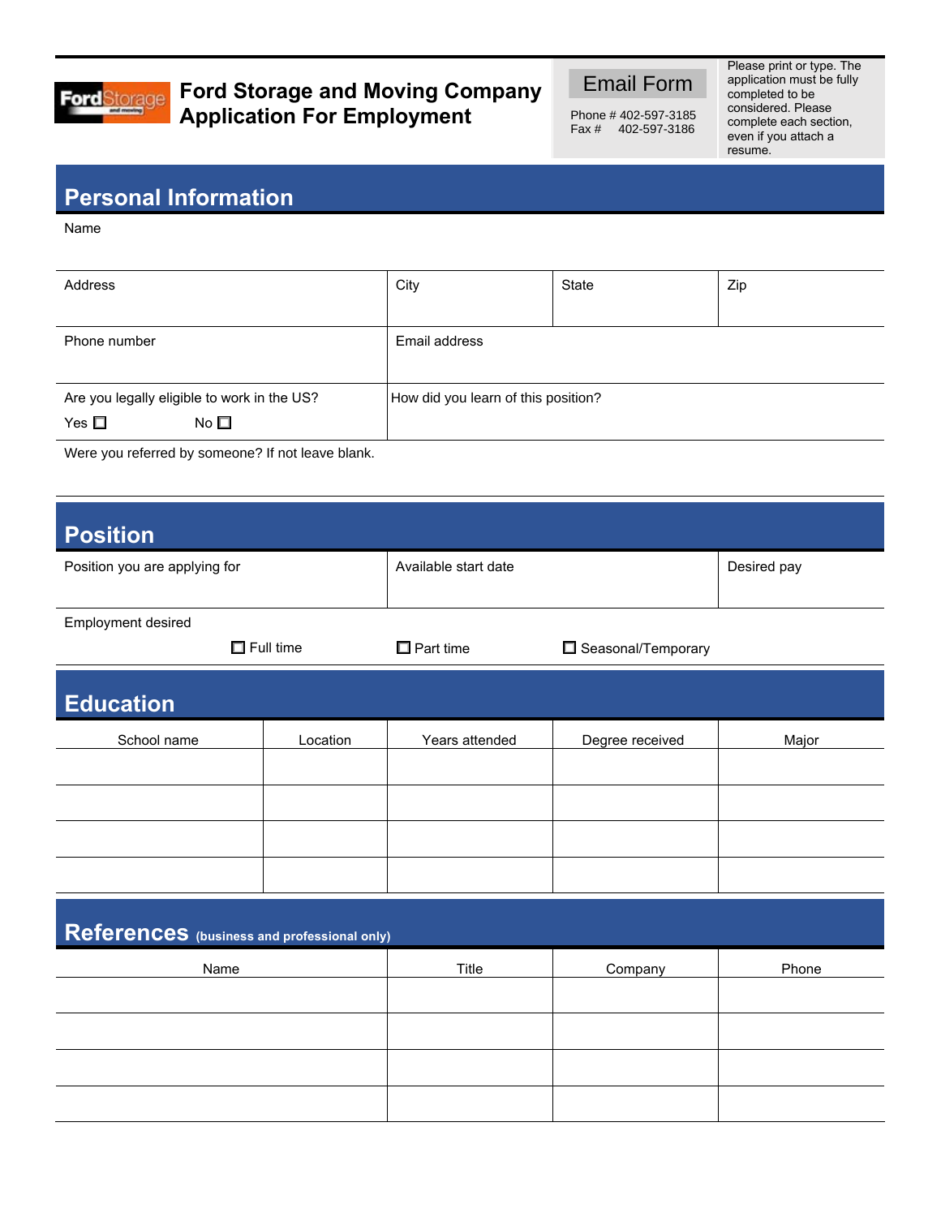# Ford Storage and Moving Company Application For Employment

Email Form

Phone # 402-597-3185
Fax # 402-597-3186

Please print or type. The application must be fully completed to be considered. Please complete each section, even if you attach a resume.

## Personal Information

Name

| Address | City | State | Zip |
|---|---|---|---|
| | | | |

| Phone number | Email address |
|---|---|
| | |

| Are you legally eligible to work in the US? Yes ☐ No ☐ | How did you learn of this position? |
|---|---|

Were you referred by someone? If not leave blank.

## Position

| Position you are applying for | Available start date | Desired pay |
|---|---|---|
| | | |

Employment desired

☐ Full time ☐ Part time ☐ Seasonal/Temporary

## Education

| School name | Location | Years attended | Degree received | Major |
|---|---|---|---|---|
| | | | | |
| | | | | |
| | | | | |
| | | | | |

## References (business and professional only)

| Name | Title | Company | Phone |
|---|---|---|---|
| | | | |
| | | | |
| | | | |
| | | | |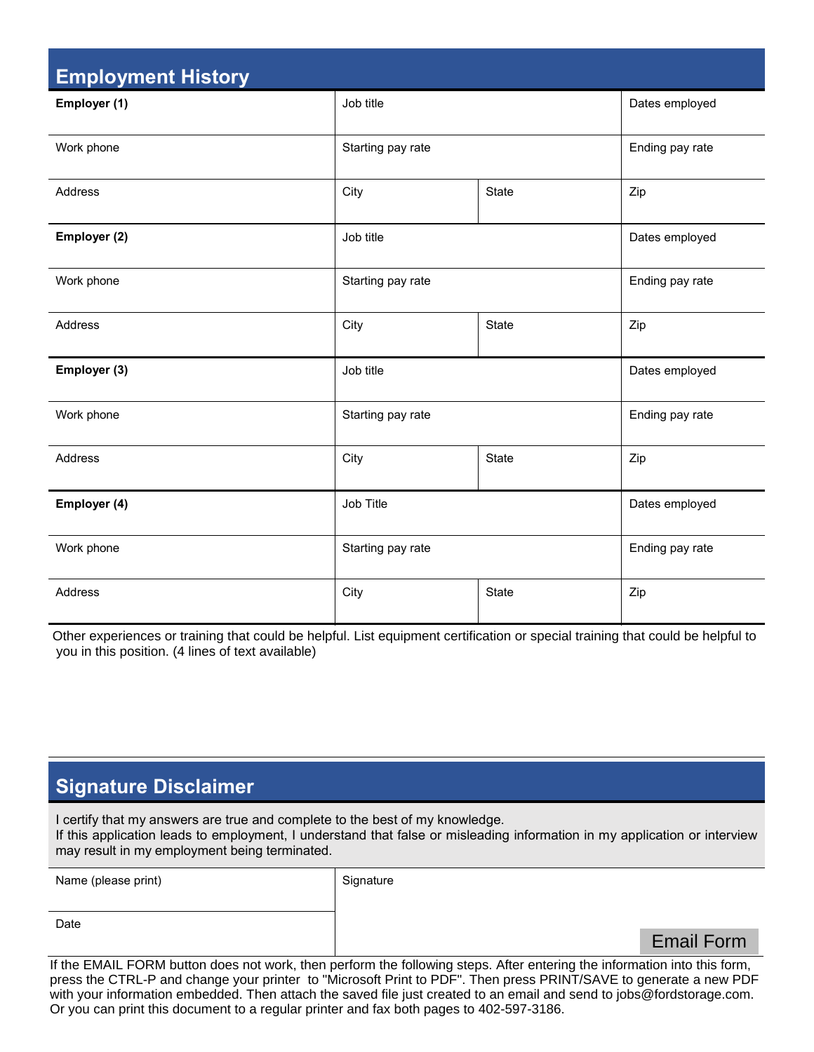## Employment History

| | | | |
|---|---|---|---|
| **Employer (1)** | Job title | | Dates employed |
| Work phone | Starting pay rate | | Ending pay rate |
| Address | City | State | Zip |
| **Employer (2)** | Job title | | Dates employed |
| Work phone | Starting pay rate | | Ending pay rate |
| Address | City | State | Zip |
| **Employer (3)** | Job title | | Dates employed |
| Work phone | Starting pay rate | | Ending pay rate |
| Address | City | State | Zip |
| **Employer (4)** | Job Title | | Dates employed |
| Work phone | Starting pay rate | | Ending pay rate |
| Address | City | State | Zip |

Other experiences or training that could be helpful. List equipment certification or special training that could be helpful to you in this position. (4 lines of text available)

## Signature Disclaimer

I certify that my answers are true and complete to the best of my knowledge.
If this application leads to employment, I understand that false or misleading information in my application or interview may result in my employment being terminated.

| | |
|---|---|
| Name (please print) | Signature |
| Date | |

Email Form

If the EMAIL FORM button does not work, then perform the following steps. After entering the information into this form, press the CTRL-P and change your printer to "Microsoft Print to PDF". Then press PRINT/SAVE to generate a new PDF with your information embedded. Then attach the saved file just created to an email and send to jobs@fordstorage.com. Or you can print this document to a regular printer and fax both pages to 402-597-3186.